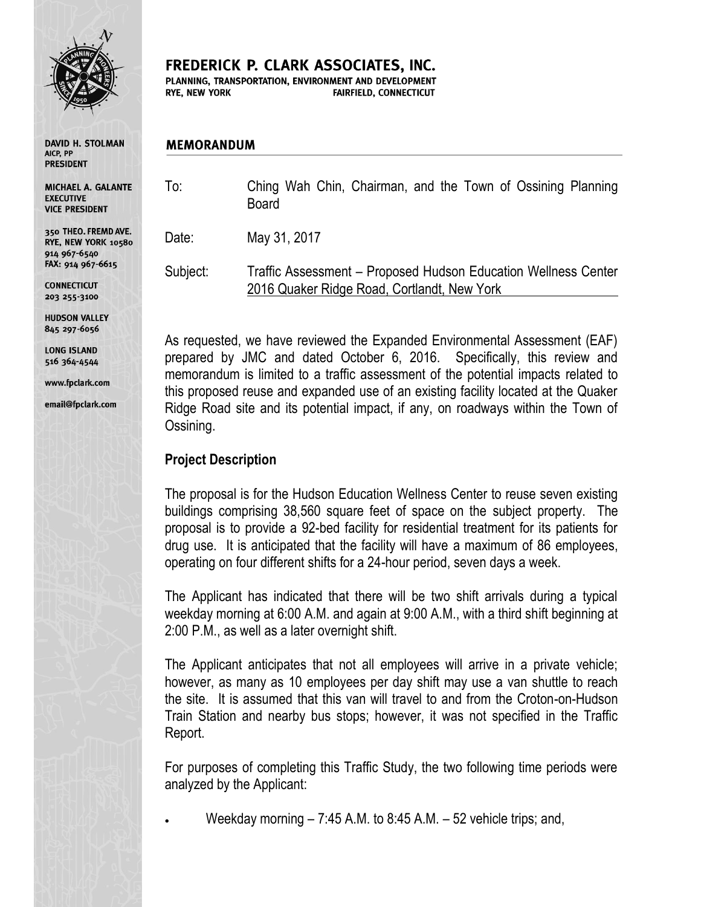# FREDERICK P. CLARK ASSOCIATES, INC.

PLANNING, TRANSPORTATION, ENVIRONMENT AND DEVELOPMENT
RYE, NEW YORK FAIRFIELD, CONNECTICUT

DAVID H. STOLMAN
AICP, PP
PRESIDENT

MICHAEL A. GALANTE
EXECUTIVE
VICE PRESIDENT

350 THEO. FREMD AVE.
RYE, NEW YORK 10580
914 967-6540
FAX: 914 967-6615

CONNECTICUT
203 255-3100

HUDSON VALLEY
845 297-6056

LONG ISLAND
516 364-4544

www.fpclark.com

email@fpclark.com

## MEMORANDUM

To: Ching Wah Chin, Chairman, and the Town of Ossining Planning Board

Date: May 31, 2017

Subject: Traffic Assessment – Proposed Hudson Education Wellness Center 2016 Quaker Ridge Road, Cortlandt, New York

As requested, we have reviewed the Expanded Environmental Assessment (EAF) prepared by JMC and dated October 6, 2016. Specifically, this review and memorandum is limited to a traffic assessment of the potential impacts related to this proposed reuse and expanded use of an existing facility located at the Quaker Ridge Road site and its potential impact, if any, on roadways within the Town of Ossining.

### Project Description

The proposal is for the Hudson Education Wellness Center to reuse seven existing buildings comprising 38,560 square feet of space on the subject property. The proposal is to provide a 92-bed facility for residential treatment for its patients for drug use. It is anticipated that the facility will have a maximum of 86 employees, operating on four different shifts for a 24-hour period, seven days a week.

The Applicant has indicated that there will be two shift arrivals during a typical weekday morning at 6:00 A.M. and again at 9:00 A.M., with a third shift beginning at 2:00 P.M., as well as a later overnight shift.

The Applicant anticipates that not all employees will arrive in a private vehicle; however, as many as 10 employees per day shift may use a van shuttle to reach the site. It is assumed that this van will travel to and from the Croton-on-Hudson Train Station and nearby bus stops; however, it was not specified in the Traffic Report.

For purposes of completing this Traffic Study, the two following time periods were analyzed by the Applicant:

- Weekday morning – 7:45 A.M. to 8:45 A.M. – 52 vehicle trips; and,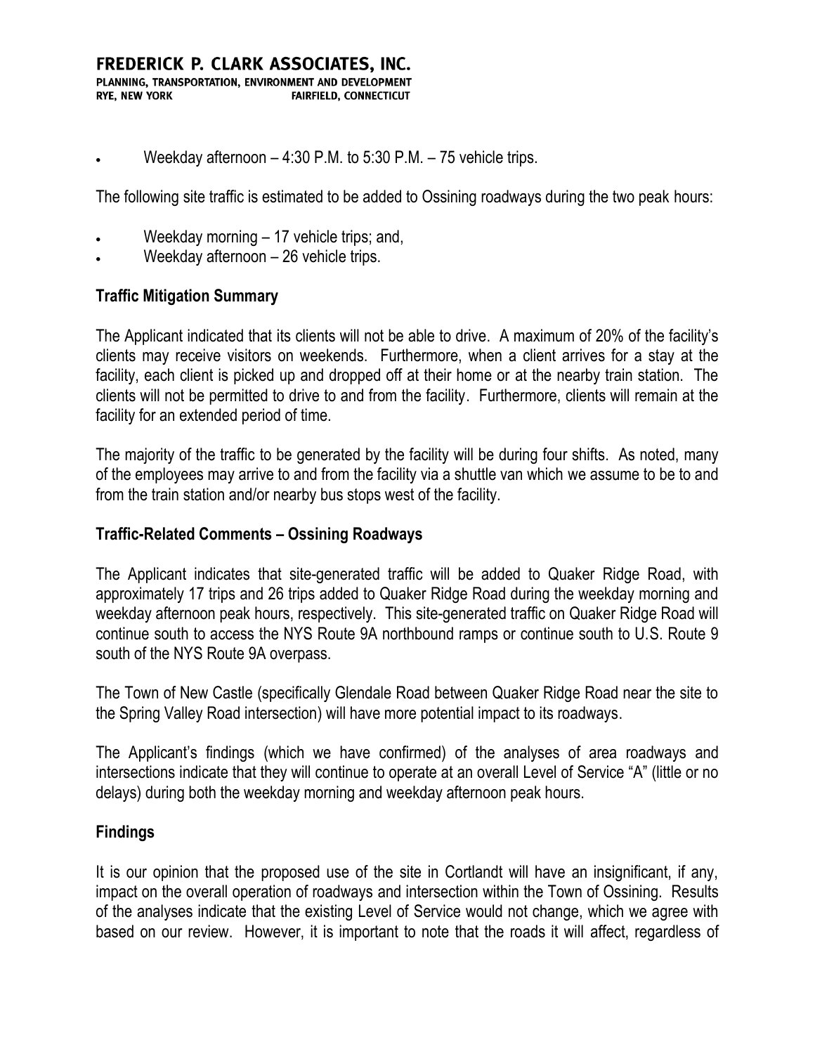- Weekday afternoon – 4:30 P.M. to 5:30 P.M. – 75 vehicle trips.

The following site traffic is estimated to be added to Ossining roadways during the two peak hours:

- Weekday morning – 17 vehicle trips; and,
- Weekday afternoon – 26 vehicle trips.

## Traffic Mitigation Summary

The Applicant indicated that its clients will not be able to drive. A maximum of 20% of the facility's clients may receive visitors on weekends. Furthermore, when a client arrives for a stay at the facility, each client is picked up and dropped off at their home or at the nearby train station. The clients will not be permitted to drive to and from the facility. Furthermore, clients will remain at the facility for an extended period of time.

The majority of the traffic to be generated by the facility will be during four shifts. As noted, many of the employees may arrive to and from the facility via a shuttle van which we assume to be to and from the train station and/or nearby bus stops west of the facility.

## Traffic-Related Comments – Ossining Roadways

The Applicant indicates that site-generated traffic will be added to Quaker Ridge Road, with approximately 17 trips and 26 trips added to Quaker Ridge Road during the weekday morning and weekday afternoon peak hours, respectively. This site-generated traffic on Quaker Ridge Road will continue south to access the NYS Route 9A northbound ramps or continue south to U.S. Route 9 south of the NYS Route 9A overpass.

The Town of New Castle (specifically Glendale Road between Quaker Ridge Road near the site to the Spring Valley Road intersection) will have more potential impact to its roadways.

The Applicant's findings (which we have confirmed) of the analyses of area roadways and intersections indicate that they will continue to operate at an overall Level of Service "A" (little or no delays) during both the weekday morning and weekday afternoon peak hours.

## Findings

It is our opinion that the proposed use of the site in Cortlandt will have an insignificant, if any, impact on the overall operation of roadways and intersection within the Town of Ossining. Results of the analyses indicate that the existing Level of Service would not change, which we agree with based on our review. However, it is important to note that the roads it will affect, regardless of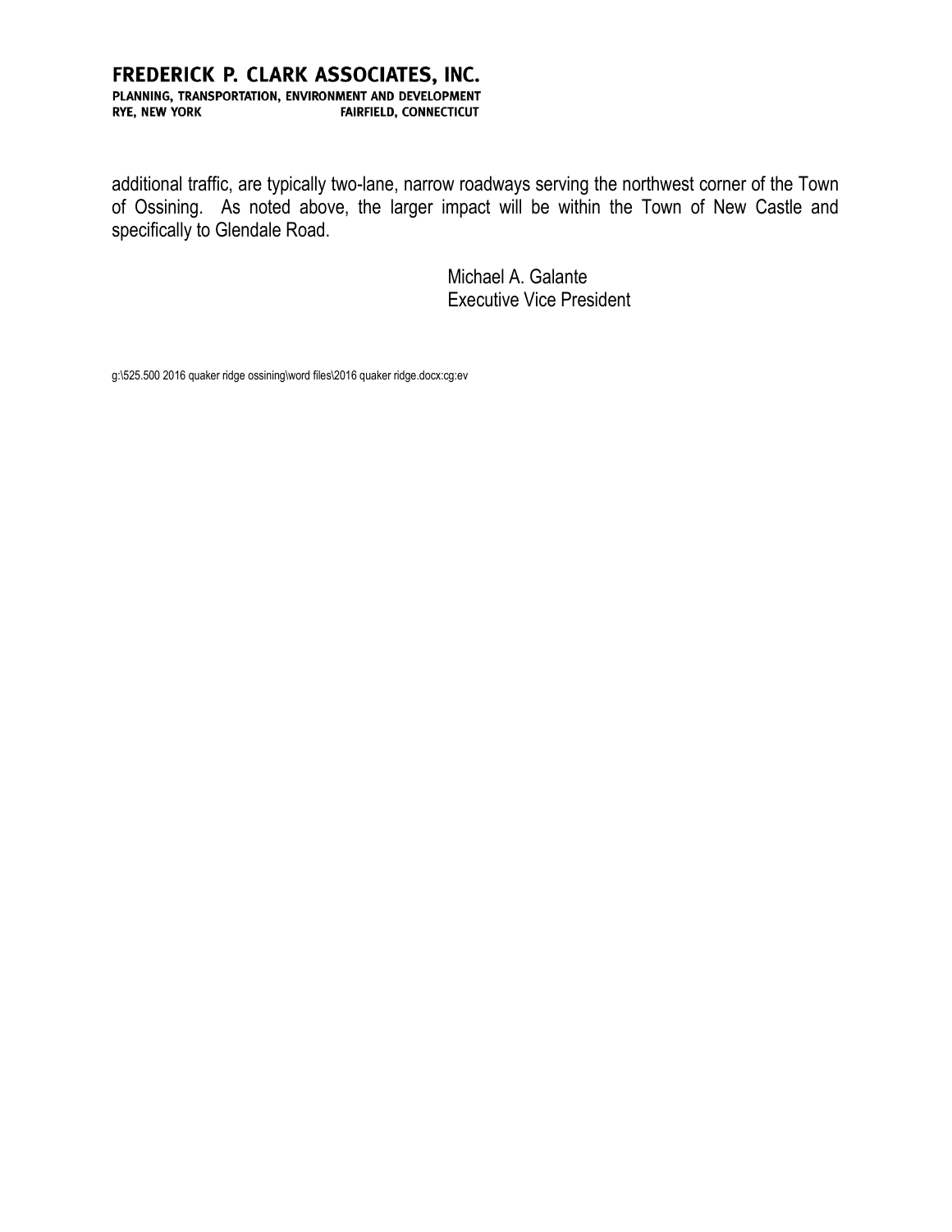additional traffic, are typically two-lane, narrow roadways serving the northwest corner of the Town of Ossining. As noted above, the larger impact will be within the Town of New Castle and specifically to Glendale Road.

Michael A. Galante
Executive Vice President

g:\525.500 2016 quaker ridge ossining\word files\2016 quaker ridge.docx:cg:ev